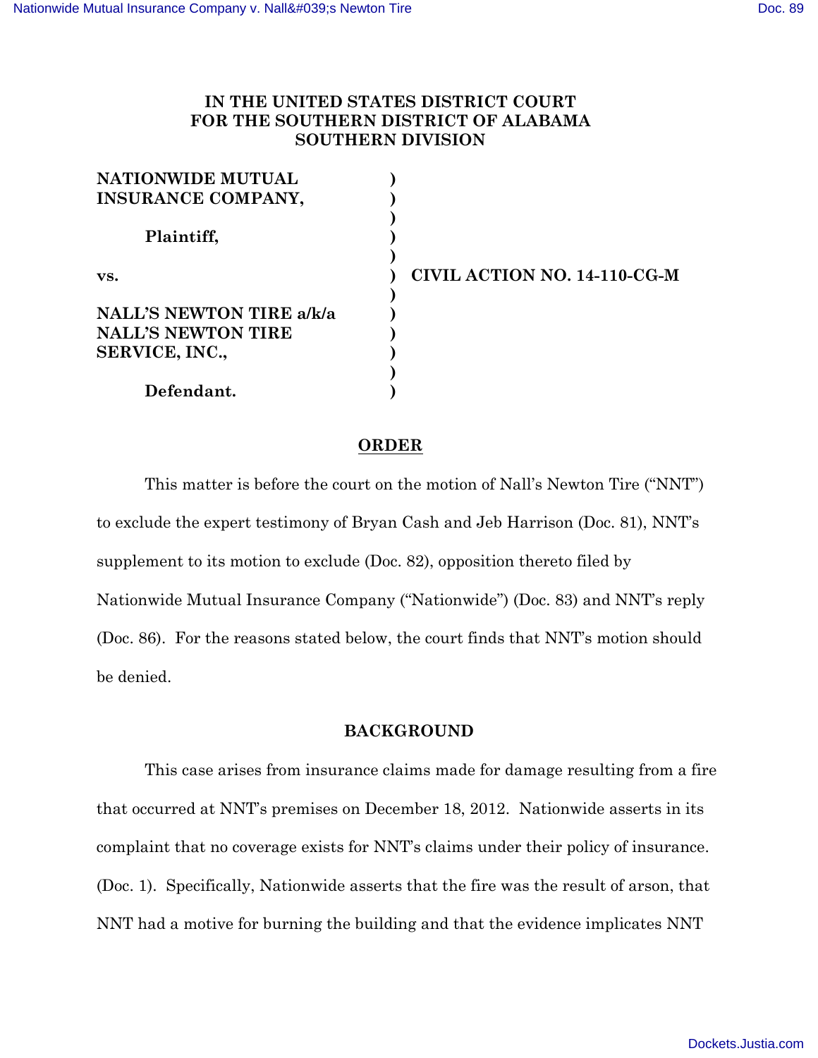**IN THE UNITED STATES DISTRICT COURT FOR THE SOUTHERN DISTRICT OF ALABAMA SOUTHERN DIVISION**

| | | |
|---|---|---|
| **NATIONWIDE MUTUAL INSURANCE COMPANY,** | ) | |
| | ) | |
| **Plaintiff,** | ) | |
| | ) | |
| **vs.** | ) | **CIVIL ACTION NO. 14-110-CG-M** |
| | ) | |
| **NALL'S NEWTON TIRE a/k/a NALL'S NEWTON TIRE SERVICE, INC.,** | ) | |
| | ) | |
| **Defendant.** | ) | |

**ORDER**

This matter is before the court on the motion of Nall's Newton Tire ("NNT") to exclude the expert testimony of Bryan Cash and Jeb Harrison (Doc. 81), NNT's supplement to its motion to exclude (Doc. 82), opposition thereto filed by Nationwide Mutual Insurance Company ("Nationwide") (Doc. 83) and NNT's reply (Doc. 86). For the reasons stated below, the court finds that NNT's motion should be denied.

**BACKGROUND**

This case arises from insurance claims made for damage resulting from a fire that occurred at NNT's premises on December 18, 2012. Nationwide asserts in its complaint that no coverage exists for NNT's claims under their policy of insurance. (Doc. 1). Specifically, Nationwide asserts that the fire was the result of arson, that NNT had a motive for burning the building and that the evidence implicates NNT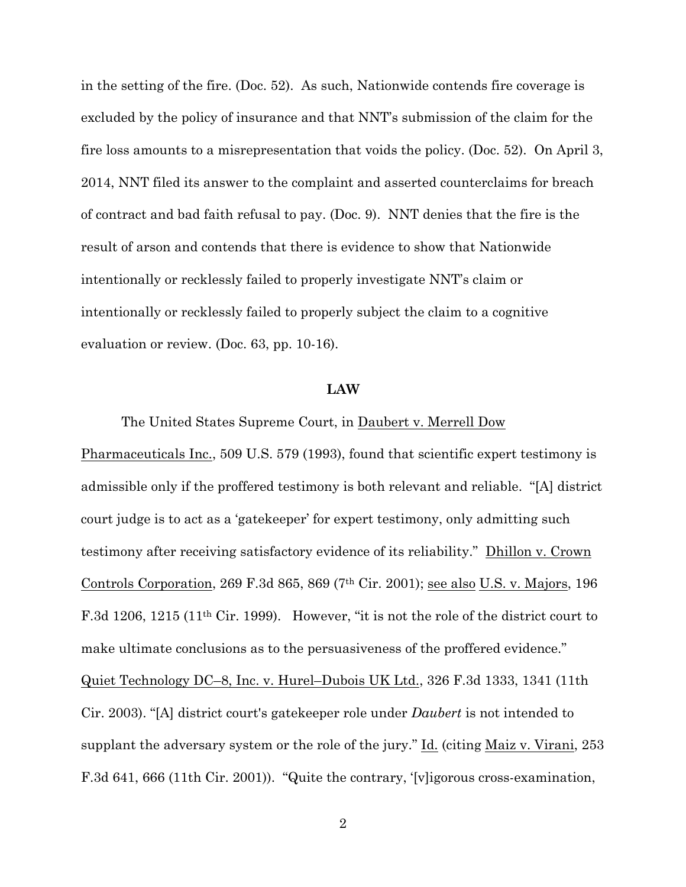in the setting of the fire. (Doc. 52). As such, Nationwide contends fire coverage is excluded by the policy of insurance and that NNT's submission of the claim for the fire loss amounts to a misrepresentation that voids the policy. (Doc. 52). On April 3, 2014, NNT filed its answer to the complaint and asserted counterclaims for breach of contract and bad faith refusal to pay. (Doc. 9). NNT denies that the fire is the result of arson and contends that there is evidence to show that Nationwide intentionally or recklessly failed to properly investigate NNT's claim or intentionally or recklessly failed to properly subject the claim to a cognitive evaluation or review. (Doc. 63, pp. 10-16).

## LAW

The United States Supreme Court, in Daubert v. Merrell Dow Pharmaceuticals Inc., 509 U.S. 579 (1993), found that scientific expert testimony is admissible only if the proffered testimony is both relevant and reliable. "[A] district court judge is to act as a 'gatekeeper' for expert testimony, only admitting such testimony after receiving satisfactory evidence of its reliability." Dhillon v. Crown Controls Corporation, 269 F.3d 865, 869 (7th Cir. 2001); see also U.S. v. Majors, 196 F.3d 1206, 1215 (11th Cir. 1999). However, "it is not the role of the district court to make ultimate conclusions as to the persuasiveness of the proffered evidence." Quiet Technology DC–8, Inc. v. Hurel–Dubois UK Ltd., 326 F.3d 1333, 1341 (11th Cir. 2003). "[A] district court's gatekeeper role under *Daubert* is not intended to supplant the adversary system or the role of the jury." Id. (citing Maiz v. Virani, 253 F.3d 641, 666 (11th Cir. 2001)). "Quite the contrary, '[v]igorous cross-examination,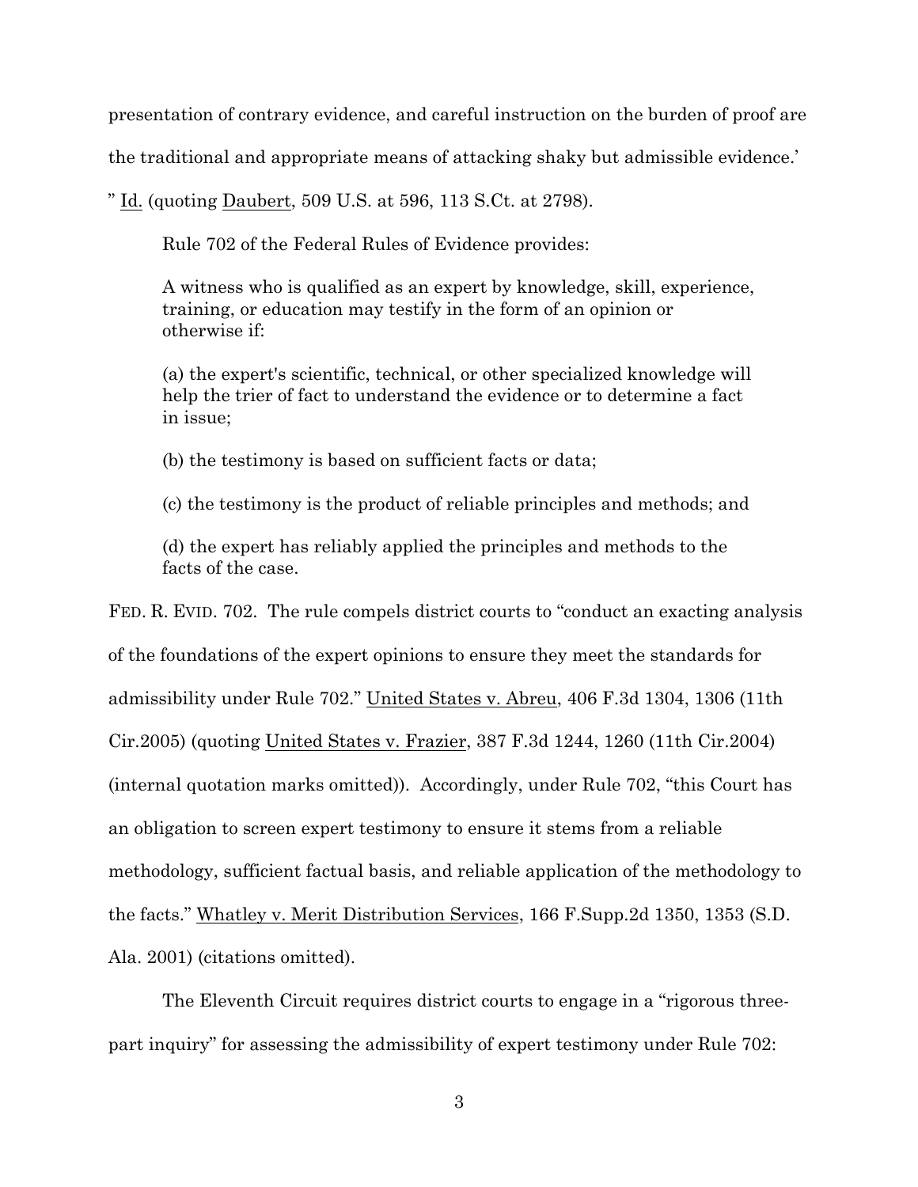presentation of contrary evidence, and careful instruction on the burden of proof are the traditional and appropriate means of attacking shaky but admissible evidence.' " Id. (quoting Daubert, 509 U.S. at 596, 113 S.Ct. at 2798).

Rule 702 of the Federal Rules of Evidence provides:

> A witness who is qualified as an expert by knowledge, skill, experience, training, or education may testify in the form of an opinion or otherwise if:
>
> (a) the expert's scientific, technical, or other specialized knowledge will help the trier of fact to understand the evidence or to determine a fact in issue;
>
> (b) the testimony is based on sufficient facts or data;
>
> (c) the testimony is the product of reliable principles and methods; and
>
> (d) the expert has reliably applied the principles and methods to the facts of the case.

FED. R. EVID. 702. The rule compels district courts to "conduct an exacting analysis of the foundations of the expert opinions to ensure they meet the standards for admissibility under Rule 702." United States v. Abreu, 406 F.3d 1304, 1306 (11th Cir.2005) (quoting United States v. Frazier, 387 F.3d 1244, 1260 (11th Cir.2004) (internal quotation marks omitted)). Accordingly, under Rule 702, "this Court has an obligation to screen expert testimony to ensure it stems from a reliable methodology, sufficient factual basis, and reliable application of the methodology to the facts." Whatley v. Merit Distribution Services, 166 F.Supp.2d 1350, 1353 (S.D. Ala. 2001) (citations omitted).

The Eleventh Circuit requires district courts to engage in a "rigorous three-part inquiry" for assessing the admissibility of expert testimony under Rule 702: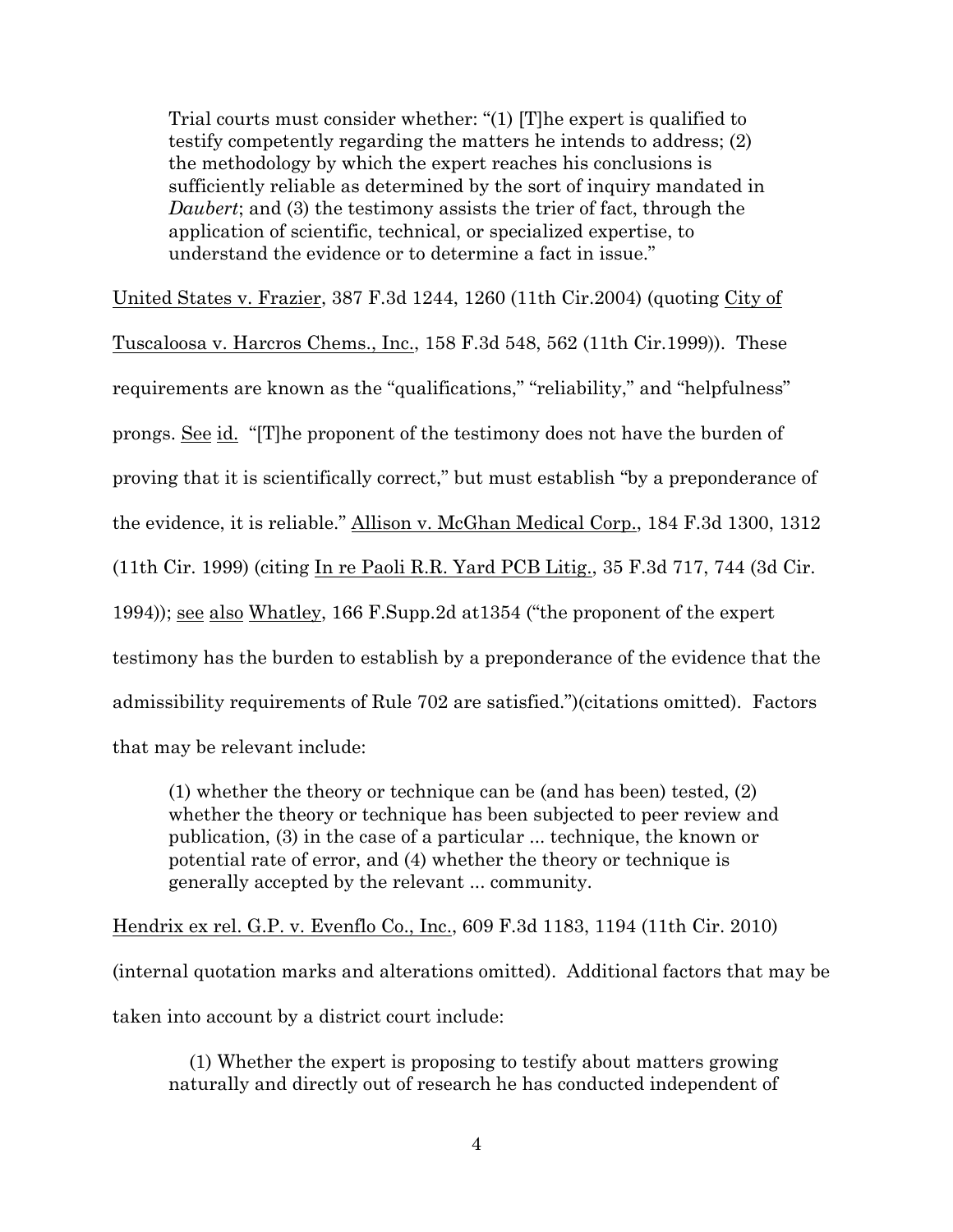> Trial courts must consider whether: "(1) [T]he expert is qualified to testify competently regarding the matters he intends to address; (2) the methodology by which the expert reaches his conclusions is sufficiently reliable as determined by the sort of inquiry mandated in *Daubert*; and (3) the testimony assists the trier of fact, through the application of scientific, technical, or specialized expertise, to understand the evidence or to determine a fact in issue."

United States v. Frazier, 387 F.3d 1244, 1260 (11th Cir.2004) (quoting City of Tuscaloosa v. Harcros Chems., Inc., 158 F.3d 548, 562 (11th Cir.1999)). These requirements are known as the "qualifications," "reliability," and "helpfulness" prongs. See id. "[T]he proponent of the testimony does not have the burden of proving that it is scientifically correct," but must establish "by a preponderance of the evidence, it is reliable." Allison v. McGhan Medical Corp., 184 F.3d 1300, 1312 (11th Cir. 1999) (citing In re Paoli R.R. Yard PCB Litig., 35 F.3d 717, 744 (3d Cir. 1994)); see also Whatley, 166 F.Supp.2d at1354 ("the proponent of the expert testimony has the burden to establish by a preponderance of the evidence that the admissibility requirements of Rule 702 are satisfied.")(citations omitted). Factors that may be relevant include:

> (1) whether the theory or technique can be (and has been) tested, (2) whether the theory or technique has been subjected to peer review and publication, (3) in the case of a particular ... technique, the known or potential rate of error, and (4) whether the theory or technique is generally accepted by the relevant ... community.

Hendrix ex rel. G.P. v. Evenflo Co., Inc., 609 F.3d 1183, 1194 (11th Cir. 2010) (internal quotation marks and alterations omitted). Additional factors that may be taken into account by a district court include:

> (1) Whether the expert is proposing to testify about matters growing naturally and directly out of research he has conducted independent of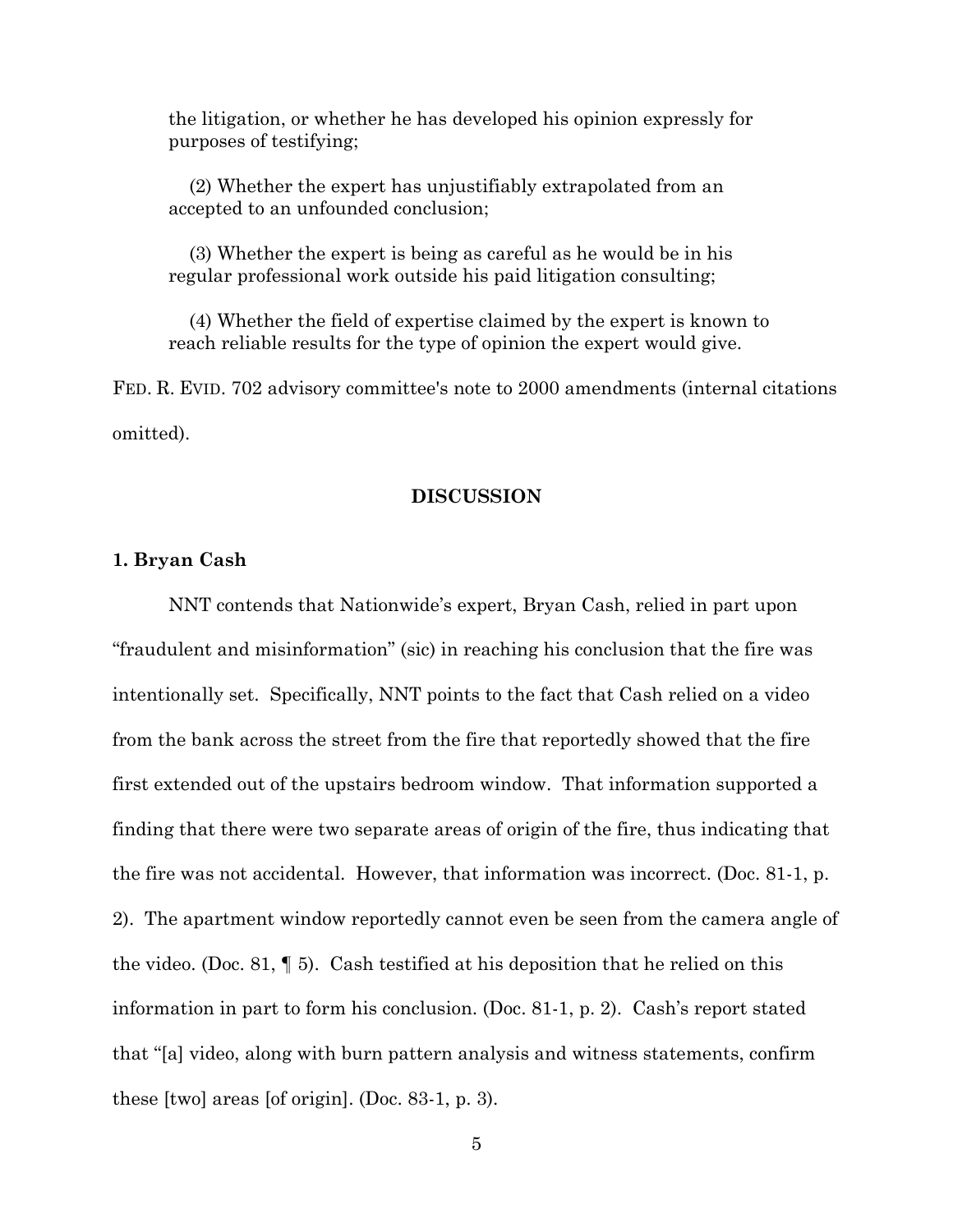the litigation, or whether he has developed his opinion expressly for purposes of testifying;

(2) Whether the expert has unjustifiably extrapolated from an accepted to an unfounded conclusion;

(3) Whether the expert is being as careful as he would be in his regular professional work outside his paid litigation consulting;

(4) Whether the field of expertise claimed by the expert is known to reach reliable results for the type of opinion the expert would give.

FED. R. EVID. 702 advisory committee's note to 2000 amendments (internal citations omitted).

## DISCUSSION

### 1. Bryan Cash

NNT contends that Nationwide's expert, Bryan Cash, relied in part upon "fraudulent and misinformation" (sic) in reaching his conclusion that the fire was intentionally set. Specifically, NNT points to the fact that Cash relied on a video from the bank across the street from the fire that reportedly showed that the fire first extended out of the upstairs bedroom window. That information supported a finding that there were two separate areas of origin of the fire, thus indicating that the fire was not accidental. However, that information was incorrect. (Doc. 81-1, p. 2). The apartment window reportedly cannot even be seen from the camera angle of the video. (Doc. 81, ¶ 5). Cash testified at his deposition that he relied on this information in part to form his conclusion. (Doc. 81-1, p. 2). Cash's report stated that "[a] video, along with burn pattern analysis and witness statements, confirm these [two] areas [of origin]. (Doc. 83-1, p. 3).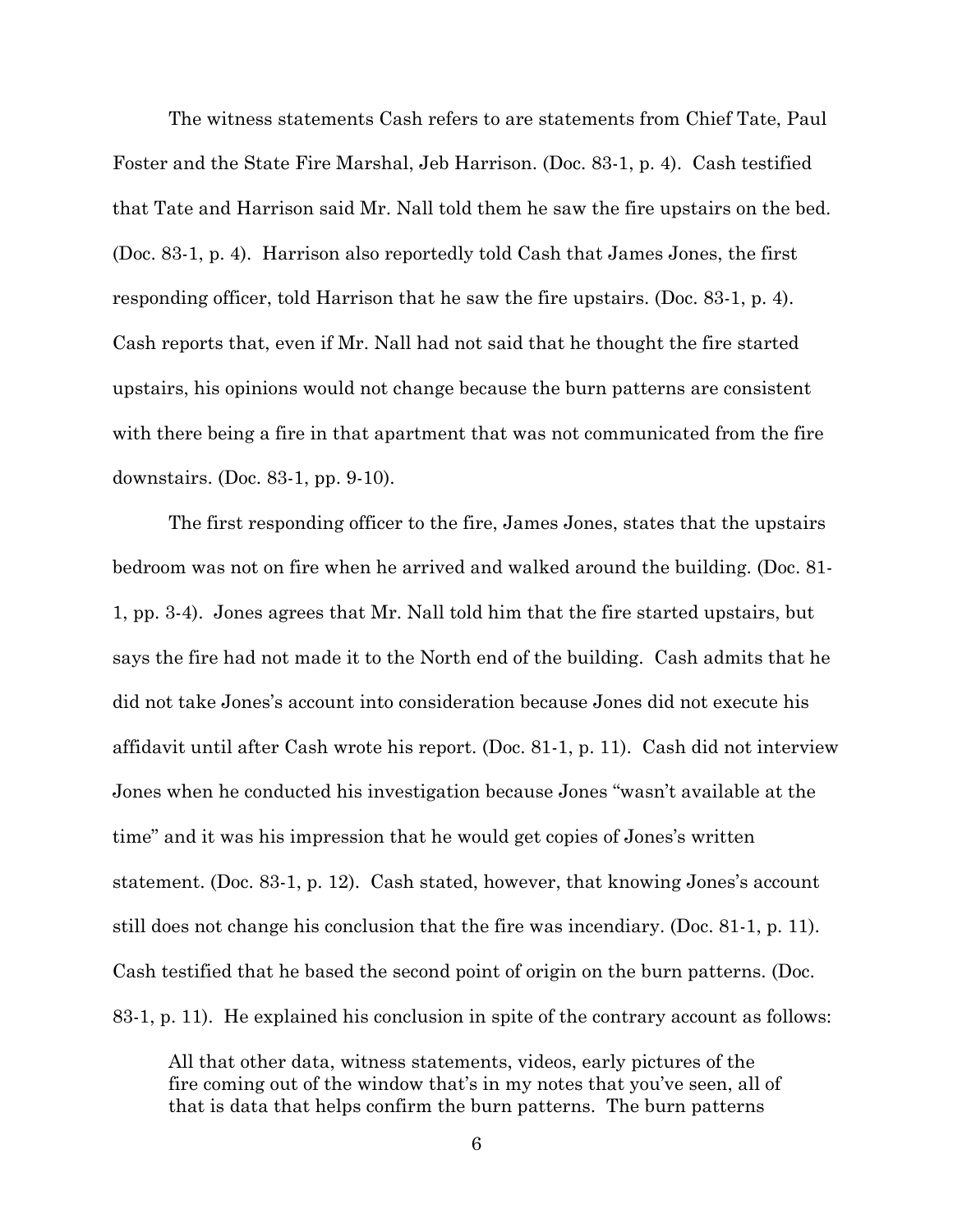The witness statements Cash refers to are statements from Chief Tate, Paul Foster and the State Fire Marshal, Jeb Harrison. (Doc. 83-1, p. 4). Cash testified that Tate and Harrison said Mr. Nall told them he saw the fire upstairs on the bed. (Doc. 83-1, p. 4). Harrison also reportedly told Cash that James Jones, the first responding officer, told Harrison that he saw the fire upstairs. (Doc. 83-1, p. 4). Cash reports that, even if Mr. Nall had not said that he thought the fire started upstairs, his opinions would not change because the burn patterns are consistent with there being a fire in that apartment that was not communicated from the fire downstairs. (Doc. 83-1, pp. 9-10).

The first responding officer to the fire, James Jones, states that the upstairs bedroom was not on fire when he arrived and walked around the building. (Doc. 81-1, pp. 3-4). Jones agrees that Mr. Nall told him that the fire started upstairs, but says the fire had not made it to the North end of the building. Cash admits that he did not take Jones's account into consideration because Jones did not execute his affidavit until after Cash wrote his report. (Doc. 81-1, p. 11). Cash did not interview Jones when he conducted his investigation because Jones "wasn't available at the time" and it was his impression that he would get copies of Jones's written statement. (Doc. 83-1, p. 12). Cash stated, however, that knowing Jones's account still does not change his conclusion that the fire was incendiary. (Doc. 81-1, p. 11). Cash testified that he based the second point of origin on the burn patterns. (Doc. 83-1, p. 11). He explained his conclusion in spite of the contrary account as follows:

> All that other data, witness statements, videos, early pictures of the fire coming out of the window that's in my notes that you've seen, all of that is data that helps confirm the burn patterns. The burn patterns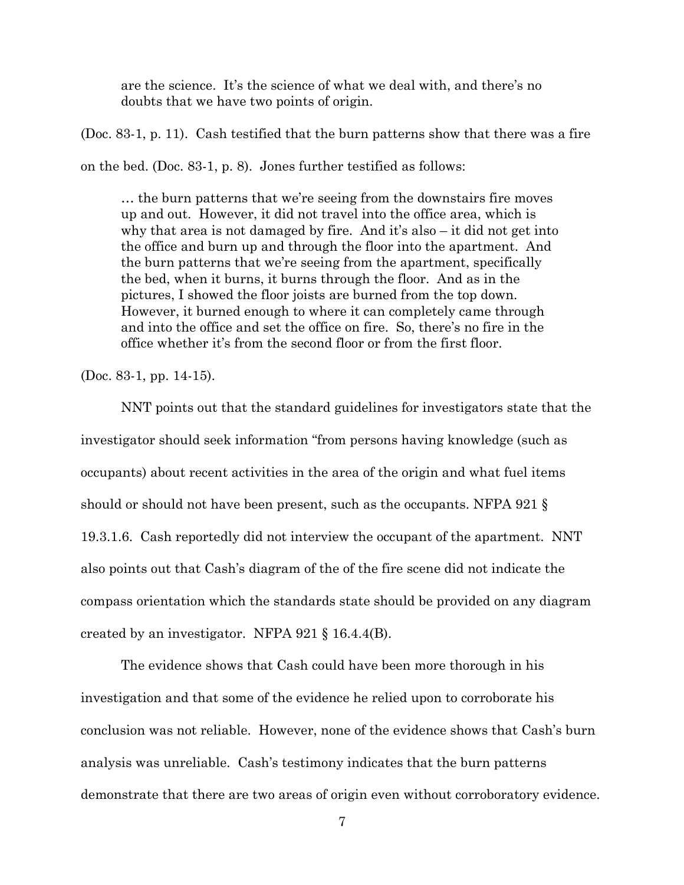> are the science. It's the science of what we deal with, and there's no doubts that we have two points of origin.

(Doc. 83-1, p. 11). Cash testified that the burn patterns show that there was a fire on the bed. (Doc. 83-1, p. 8). Jones further testified as follows:

> … the burn patterns that we're seeing from the downstairs fire moves up and out. However, it did not travel into the office area, which is why that area is not damaged by fire. And it's also – it did not get into the office and burn up and through the floor into the apartment. And the burn patterns that we're seeing from the apartment, specifically the bed, when it burns, it burns through the floor. And as in the pictures, I showed the floor joists are burned from the top down. However, it burned enough to where it can completely came through and into the office and set the office on fire. So, there's no fire in the office whether it's from the second floor or from the first floor.

(Doc. 83-1, pp. 14-15).

NNT points out that the standard guidelines for investigators state that the investigator should seek information "from persons having knowledge (such as occupants) about recent activities in the area of the origin and what fuel items should or should not have been present, such as the occupants. NFPA 921 § 19.3.1.6. Cash reportedly did not interview the occupant of the apartment. NNT also points out that Cash's diagram of the of the fire scene did not indicate the compass orientation which the standards state should be provided on any diagram created by an investigator. NFPA 921 § 16.4.4(B).

The evidence shows that Cash could have been more thorough in his investigation and that some of the evidence he relied upon to corroborate his conclusion was not reliable. However, none of the evidence shows that Cash's burn analysis was unreliable. Cash's testimony indicates that the burn patterns demonstrate that there are two areas of origin even without corroboratory evidence.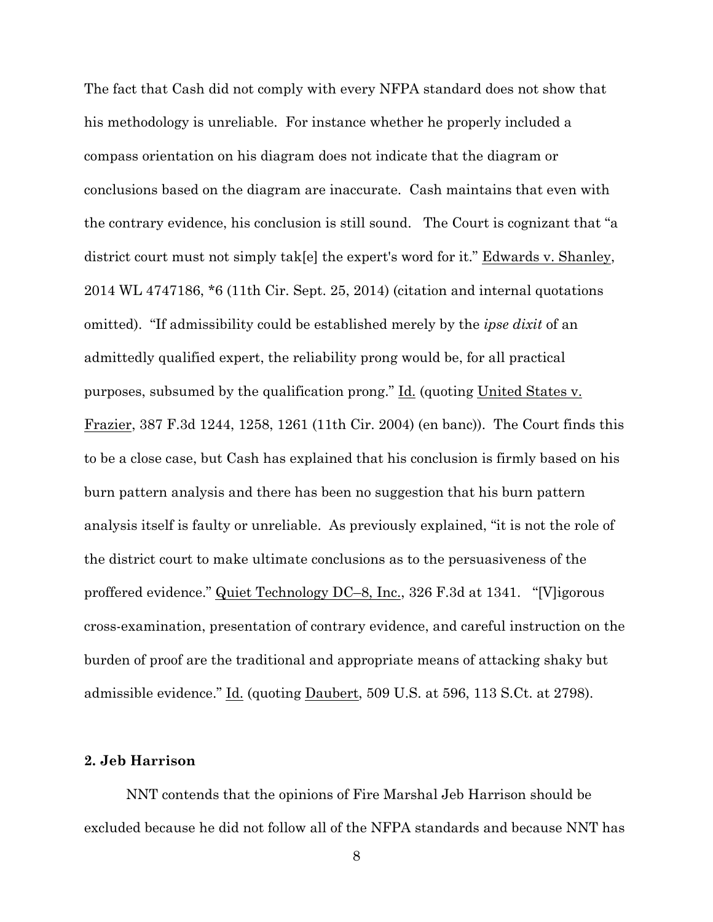The fact that Cash did not comply with every NFPA standard does not show that his methodology is unreliable. For instance whether he properly included a compass orientation on his diagram does not indicate that the diagram or conclusions based on the diagram are inaccurate. Cash maintains that even with the contrary evidence, his conclusion is still sound. The Court is cognizant that "a district court must not simply tak[e] the expert's word for it." Edwards v. Shanley, 2014 WL 4747186, *6 (11th Cir. Sept. 25, 2014) (citation and internal quotations omitted). "If admissibility could be established merely by the *ipse dixit* of an admittedly qualified expert, the reliability prong would be, for all practical purposes, subsumed by the qualification prong." Id. (quoting United States v. Frazier, 387 F.3d 1244, 1258, 1261 (11th Cir. 2004) (en banc)). The Court finds this to be a close case, but Cash has explained that his conclusion is firmly based on his burn pattern analysis and there has been no suggestion that his burn pattern analysis itself is faulty or unreliable. As previously explained, "it is not the role of the district court to make ultimate conclusions as to the persuasiveness of the proffered evidence." Quiet Technology DC–8, Inc., 326 F.3d at 1341. "[V]igorous cross-examination, presentation of contrary evidence, and careful instruction on the burden of proof are the traditional and appropriate means of attacking shaky but admissible evidence." Id. (quoting Daubert, 509 U.S. at 596, 113 S.Ct. at 2798).

**2. Jeb Harrison**

NNT contends that the opinions of Fire Marshal Jeb Harrison should be excluded because he did not follow all of the NFPA standards and because NNT has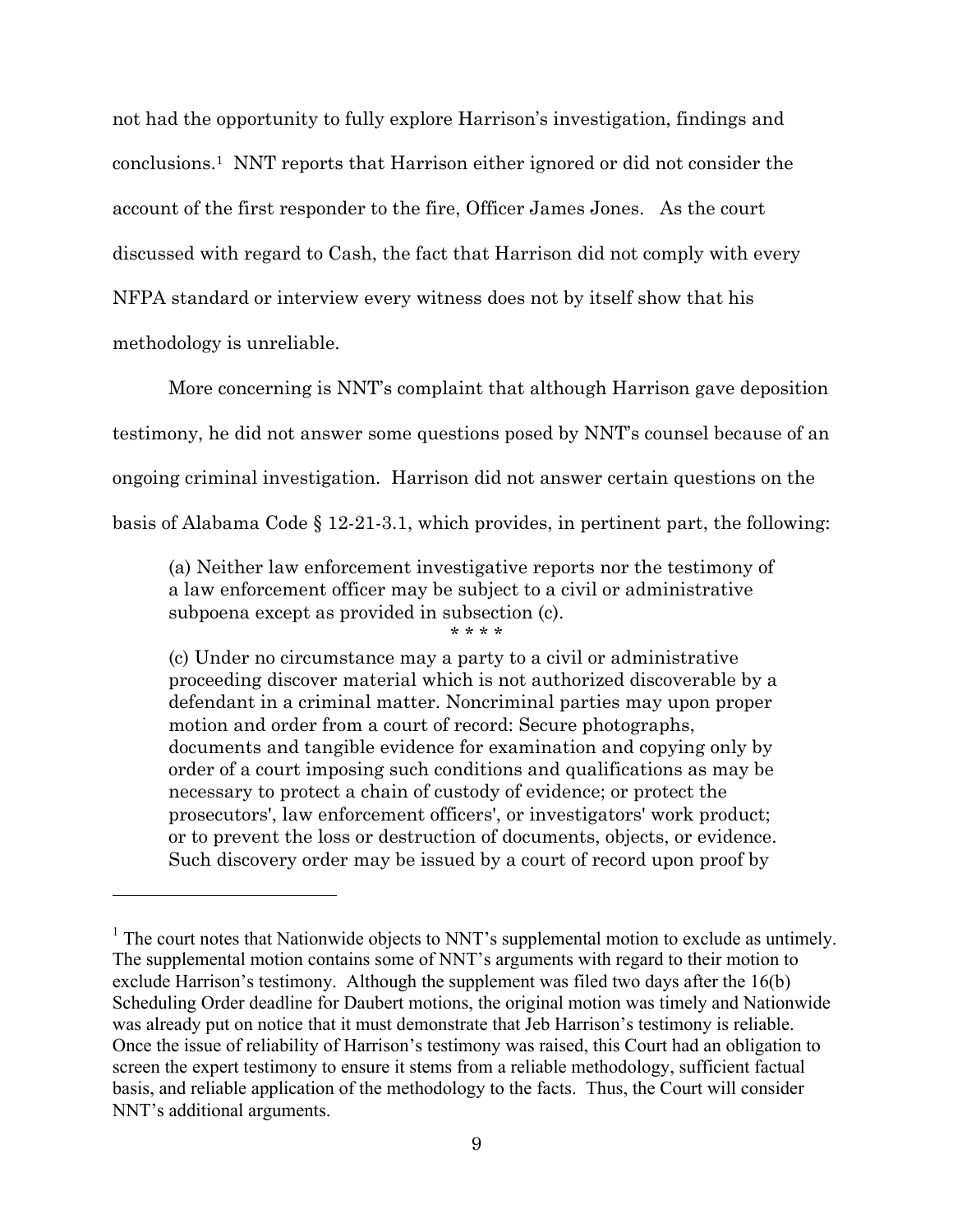not had the opportunity to fully explore Harrison's investigation, findings and conclusions.[1] NNT reports that Harrison either ignored or did not consider the account of the first responder to the fire, Officer James Jones. As the court discussed with regard to Cash, the fact that Harrison did not comply with every NFPA standard or interview every witness does not by itself show that his methodology is unreliable.

More concerning is NNT's complaint that although Harrison gave deposition testimony, he did not answer some questions posed by NNT's counsel because of an ongoing criminal investigation. Harrison did not answer certain questions on the basis of Alabama Code § 12-21-3.1, which provides, in pertinent part, the following:

> (a) Neither law enforcement investigative reports nor the testimony of a law enforcement officer may be subject to a civil or administrative subpoena except as provided in subsection (c).
>
> \* \* \* \*
>
> (c) Under no circumstance may a party to a civil or administrative proceeding discover material which is not authorized discoverable by a defendant in a criminal matter. Noncriminal parties may upon proper motion and order from a court of record: Secure photographs, documents and tangible evidence for examination and copying only by order of a court imposing such conditions and qualifications as may be necessary to protect a chain of custody of evidence; or protect the prosecutors', law enforcement officers', or investigators' work product; or to prevent the loss or destruction of documents, objects, or evidence. Such discovery order may be issued by a court of record upon proof by

[1] The court notes that Nationwide objects to NNT's supplemental motion to exclude as untimely. The supplemental motion contains some of NNT's arguments with regard to their motion to exclude Harrison's testimony. Although the supplement was filed two days after the 16(b) Scheduling Order deadline for Daubert motions, the original motion was timely and Nationwide was already put on notice that it must demonstrate that Jeb Harrison's testimony is reliable. Once the issue of reliability of Harrison's testimony was raised, this Court had an obligation to screen the expert testimony to ensure it stems from a reliable methodology, sufficient factual basis, and reliable application of the methodology to the facts. Thus, the Court will consider NNT's additional arguments.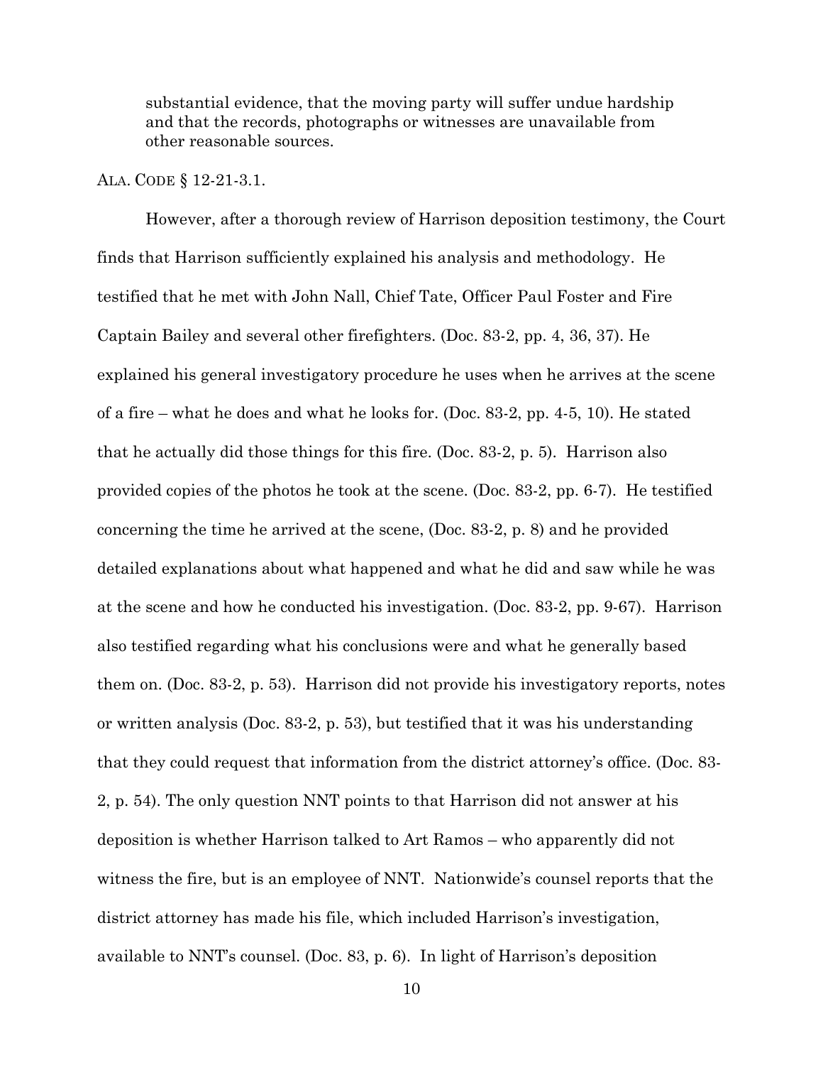> substantial evidence, that the moving party will suffer undue hardship and that the records, photographs or witnesses are unavailable from other reasonable sources.

ALA. CODE § 12-21-3.1.

However, after a thorough review of Harrison deposition testimony, the Court finds that Harrison sufficiently explained his analysis and methodology. He testified that he met with John Nall, Chief Tate, Officer Paul Foster and Fire Captain Bailey and several other firefighters. (Doc. 83-2, pp. 4, 36, 37). He explained his general investigatory procedure he uses when he arrives at the scene of a fire – what he does and what he looks for. (Doc. 83-2, pp. 4-5, 10). He stated that he actually did those things for this fire. (Doc. 83-2, p. 5). Harrison also provided copies of the photos he took at the scene. (Doc. 83-2, pp. 6-7). He testified concerning the time he arrived at the scene, (Doc. 83-2, p. 8) and he provided detailed explanations about what happened and what he did and saw while he was at the scene and how he conducted his investigation. (Doc. 83-2, pp. 9-67). Harrison also testified regarding what his conclusions were and what he generally based them on. (Doc. 83-2, p. 53). Harrison did not provide his investigatory reports, notes or written analysis (Doc. 83-2, p. 53), but testified that it was his understanding that they could request that information from the district attorney's office. (Doc. 83-2, p. 54). The only question NNT points to that Harrison did not answer at his deposition is whether Harrison talked to Art Ramos – who apparently did not witness the fire, but is an employee of NNT. Nationwide's counsel reports that the district attorney has made his file, which included Harrison's investigation, available to NNT's counsel. (Doc. 83, p. 6). In light of Harrison's deposition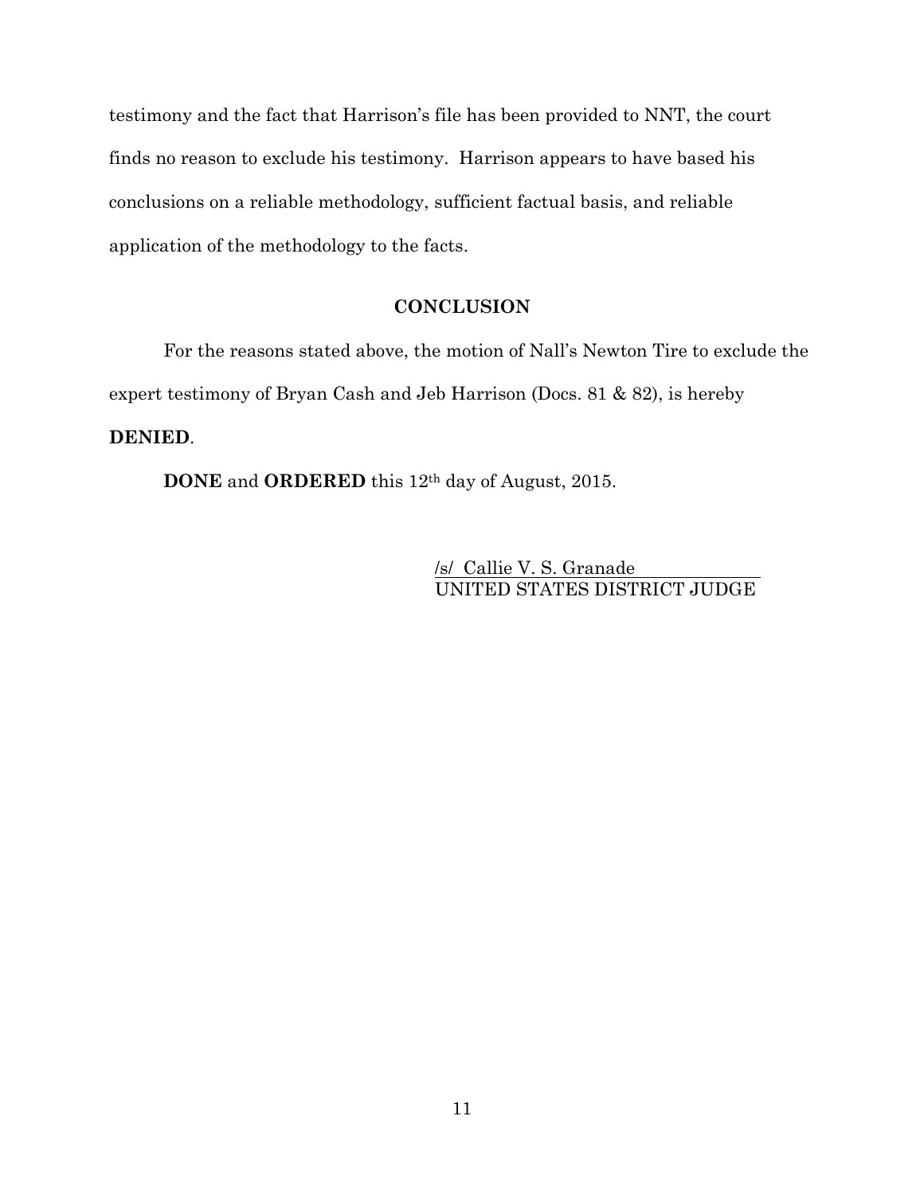testimony and the fact that Harrison's file has been provided to NNT, the court finds no reason to exclude his testimony. Harrison appears to have based his conclusions on a reliable methodology, sufficient factual basis, and reliable application of the methodology to the facts.

## CONCLUSION

For the reasons stated above, the motion of Nall's Newton Tire to exclude the expert testimony of Bryan Cash and Jeb Harrison (Docs. 81 & 82), is hereby **DENIED**.

**DONE** and **ORDERED** this 12th day of August, 2015.

/s/ Callie V. S. Granade
UNITED STATES DISTRICT JUDGE